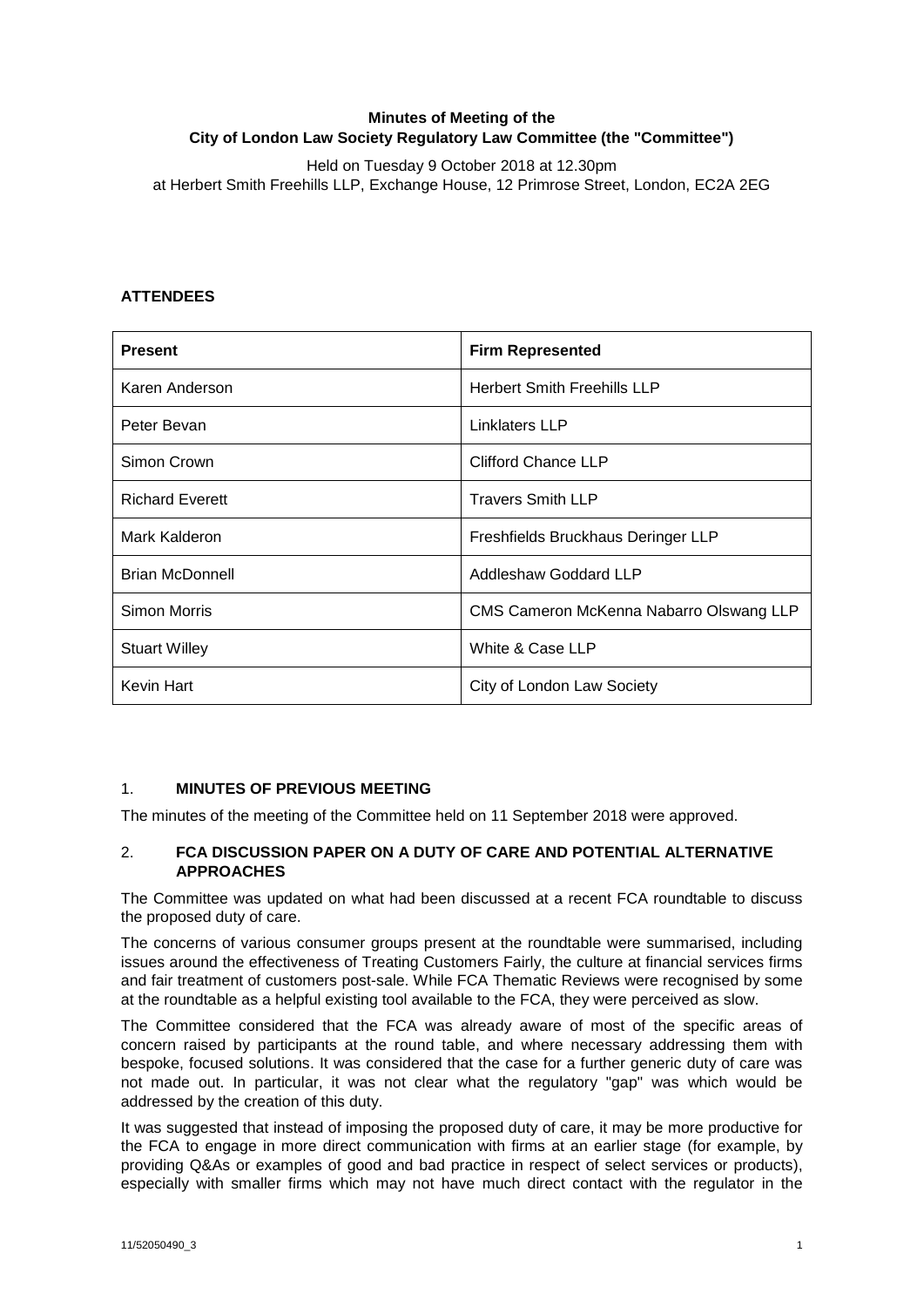**Minutes of Meeting of the**
**City of London Law Society Regulatory Law Committee (the "Committee")**

Held on Tuesday 9 October 2018 at 12.30pm
at Herbert Smith Freehills LLP, Exchange House, 12 Primrose Street, London, EC2A 2EG

**ATTENDEES**

| Present | Firm Represented |
|---|---|
| Karen Anderson | Herbert Smith Freehills LLP |
| Peter Bevan | Linklaters LLP |
| Simon Crown | Clifford Chance LLP |
| Richard Everett | Travers Smith LLP |
| Mark Kalderon | Freshfields Bruckhaus Deringer LLP |
| Brian McDonnell | Addleshaw Goddard LLP |
| Simon Morris | CMS Cameron McKenna Nabarro Olswang LLP |
| Stuart Willey | White & Case LLP |
| Kevin Hart | City of London Law Society |

1. **MINUTES OF PREVIOUS MEETING**

The minutes of the meeting of the Committee held on 11 September 2018 were approved.

2. **FCA DISCUSSION PAPER ON A DUTY OF CARE AND POTENTIAL ALTERNATIVE APPROACHES**

The Committee was updated on what had been discussed at a recent FCA roundtable to discuss the proposed duty of care.

The concerns of various consumer groups present at the roundtable were summarised, including issues around the effectiveness of Treating Customers Fairly, the culture at financial services firms and fair treatment of customers post-sale. While FCA Thematic Reviews were recognised by some at the roundtable as a helpful existing tool available to the FCA, they were perceived as slow.

The Committee considered that the FCA was already aware of most of the specific areas of concern raised by participants at the round table, and where necessary addressing them with bespoke, focused solutions. It was considered that the case for a further generic duty of care was not made out. In particular, it was not clear what the regulatory "gap" was which would be addressed by the creation of this duty.

It was suggested that instead of imposing the proposed duty of care, it may be more productive for the FCA to engage in more direct communication with firms at an earlier stage (for example, by providing Q&As or examples of good and bad practice in respect of select services or products), especially with smaller firms which may not have much direct contact with the regulator in the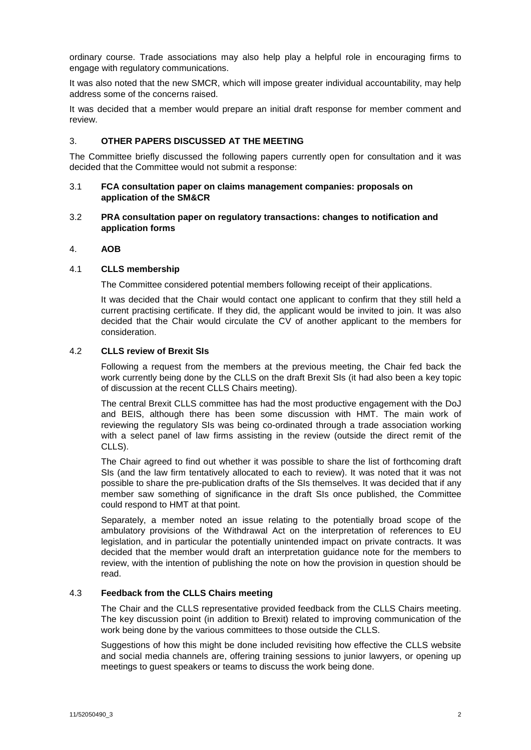ordinary course. Trade associations may also help play a helpful role in encouraging firms to engage with regulatory communications.

It was also noted that the new SMCR, which will impose greater individual accountability, may help address some of the concerns raised.

It was decided that a member would prepare an initial draft response for member comment and review.

## 3. OTHER PAPERS DISCUSSED AT THE MEETING

The Committee briefly discussed the following papers currently open for consultation and it was decided that the Committee would not submit a response:

### 3.1 FCA consultation paper on claims management companies: proposals on application of the SM&CR

### 3.2 PRA consultation paper on regulatory transactions: changes to notification and application forms

## 4. AOB

### 4.1 CLLS membership

The Committee considered potential members following receipt of their applications.

It was decided that the Chair would contact one applicant to confirm that they still held a current practising certificate. If they did, the applicant would be invited to join. It was also decided that the Chair would circulate the CV of another applicant to the members for consideration.

### 4.2 CLLS review of Brexit SIs

Following a request from the members at the previous meeting, the Chair fed back the work currently being done by the CLLS on the draft Brexit SIs (it had also been a key topic of discussion at the recent CLLS Chairs meeting).

The central Brexit CLLS committee has had the most productive engagement with the DoJ and BEIS, although there has been some discussion with HMT. The main work of reviewing the regulatory SIs was being co-ordinated through a trade association working with a select panel of law firms assisting in the review (outside the direct remit of the CLLS).

The Chair agreed to find out whether it was possible to share the list of forthcoming draft SIs (and the law firm tentatively allocated to each to review). It was noted that it was not possible to share the pre-publication drafts of the SIs themselves. It was decided that if any member saw something of significance in the draft SIs once published, the Committee could respond to HMT at that point.

Separately, a member noted an issue relating to the potentially broad scope of the ambulatory provisions of the Withdrawal Act on the interpretation of references to EU legislation, and in particular the potentially unintended impact on private contracts. It was decided that the member would draft an interpretation guidance note for the members to review, with the intention of publishing the note on how the provision in question should be read.

### 4.3 Feedback from the CLLS Chairs meeting

The Chair and the CLLS representative provided feedback from the CLLS Chairs meeting. The key discussion point (in addition to Brexit) related to improving communication of the work being done by the various committees to those outside the CLLS.

Suggestions of how this might be done included revisiting how effective the CLLS website and social media channels are, offering training sessions to junior lawyers, or opening up meetings to guest speakers or teams to discuss the work being done.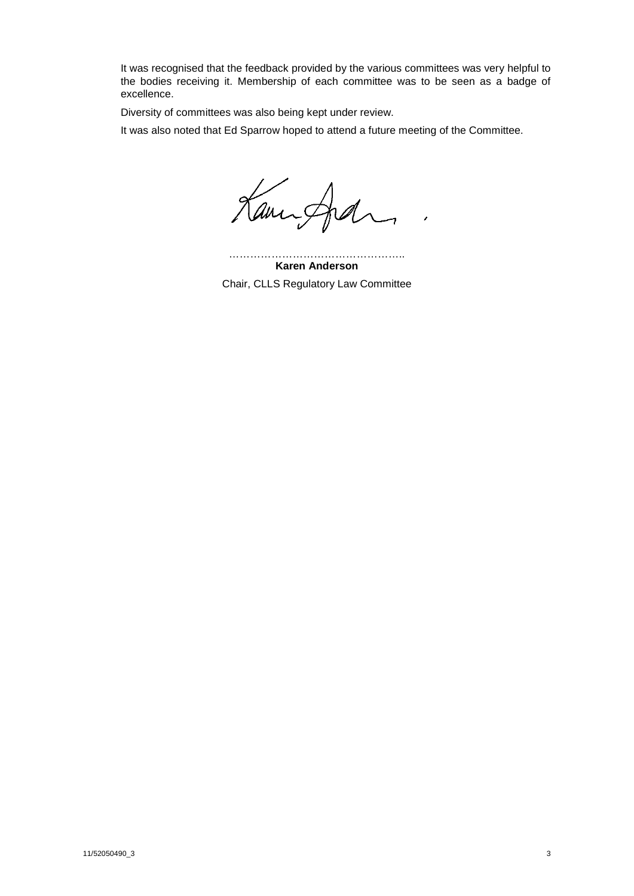It was recognised that the feedback provided by the various committees was very helpful to the bodies receiving it. Membership of each committee was to be seen as a badge of excellence.

Diversity of committees was also being kept under review.

It was also noted that Ed Sparrow hoped to attend a future meeting of the Committee.

…………………………………………..

**Karen Anderson**

Chair, CLLS Regulatory Law Committee

11/52050490_3